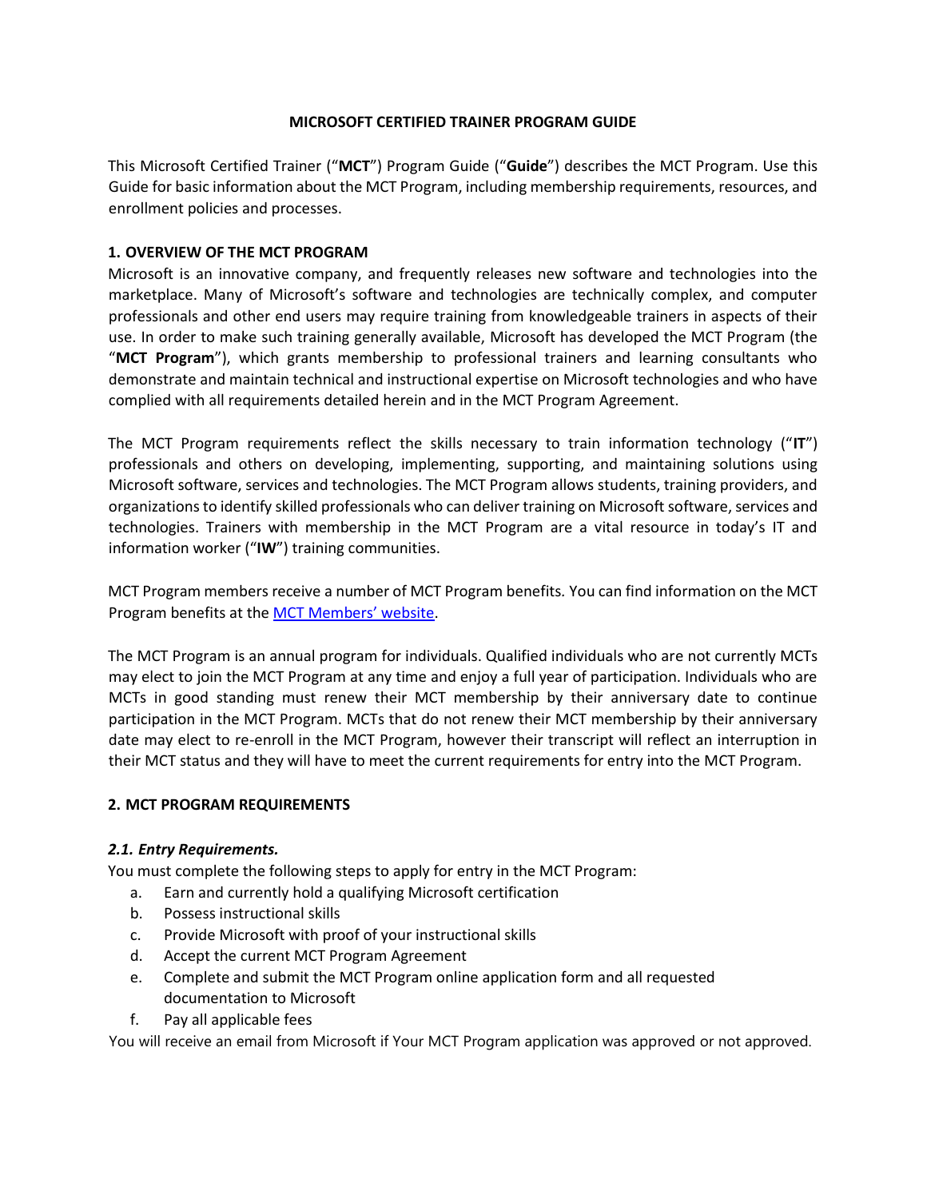# MICROSOFT CERTIFIED TRAINER PROGRAM GUIDE

This Microsoft Certified Trainer ("**MCT**") Program Guide ("**Guide**") describes the MCT Program. Use this Guide for basic information about the MCT Program, including membership requirements, resources, and enrollment policies and processes.

## 1. OVERVIEW OF THE MCT PROGRAM

Microsoft is an innovative company, and frequently releases new software and technologies into the marketplace. Many of Microsoft's software and technologies are technically complex, and computer professionals and other end users may require training from knowledgeable trainers in aspects of their use. In order to make such training generally available, Microsoft has developed the MCT Program (the "**MCT Program**"), which grants membership to professional trainers and learning consultants who demonstrate and maintain technical and instructional expertise on Microsoft technologies and who have complied with all requirements detailed herein and in the MCT Program Agreement.

The MCT Program requirements reflect the skills necessary to train information technology ("**IT**") professionals and others on developing, implementing, supporting, and maintaining solutions using Microsoft software, services and technologies. The MCT Program allows students, training providers, and organizations to identify skilled professionals who can deliver training on Microsoft software, services and technologies. Trainers with membership in the MCT Program are a vital resource in today's IT and information worker ("**IW**") training communities.

MCT Program members receive a number of MCT Program benefits. You can find information on the MCT Program benefits at the MCT Members' website.

The MCT Program is an annual program for individuals. Qualified individuals who are not currently MCTs may elect to join the MCT Program at any time and enjoy a full year of participation. Individuals who are MCTs in good standing must renew their MCT membership by their anniversary date to continue participation in the MCT Program. MCTs that do not renew their MCT membership by their anniversary date may elect to re-enroll in the MCT Program, however their transcript will reflect an interruption in their MCT status and they will have to meet the current requirements for entry into the MCT Program.

## 2. MCT PROGRAM REQUIREMENTS

### *2.1. Entry Requirements.*

You must complete the following steps to apply for entry in the MCT Program:

a. Earn and currently hold a qualifying Microsoft certification
b. Possess instructional skills
c. Provide Microsoft with proof of your instructional skills
d. Accept the current MCT Program Agreement
e. Complete and submit the MCT Program online application form and all requested documentation to Microsoft
f. Pay all applicable fees

You will receive an email from Microsoft if Your MCT Program application was approved or not approved.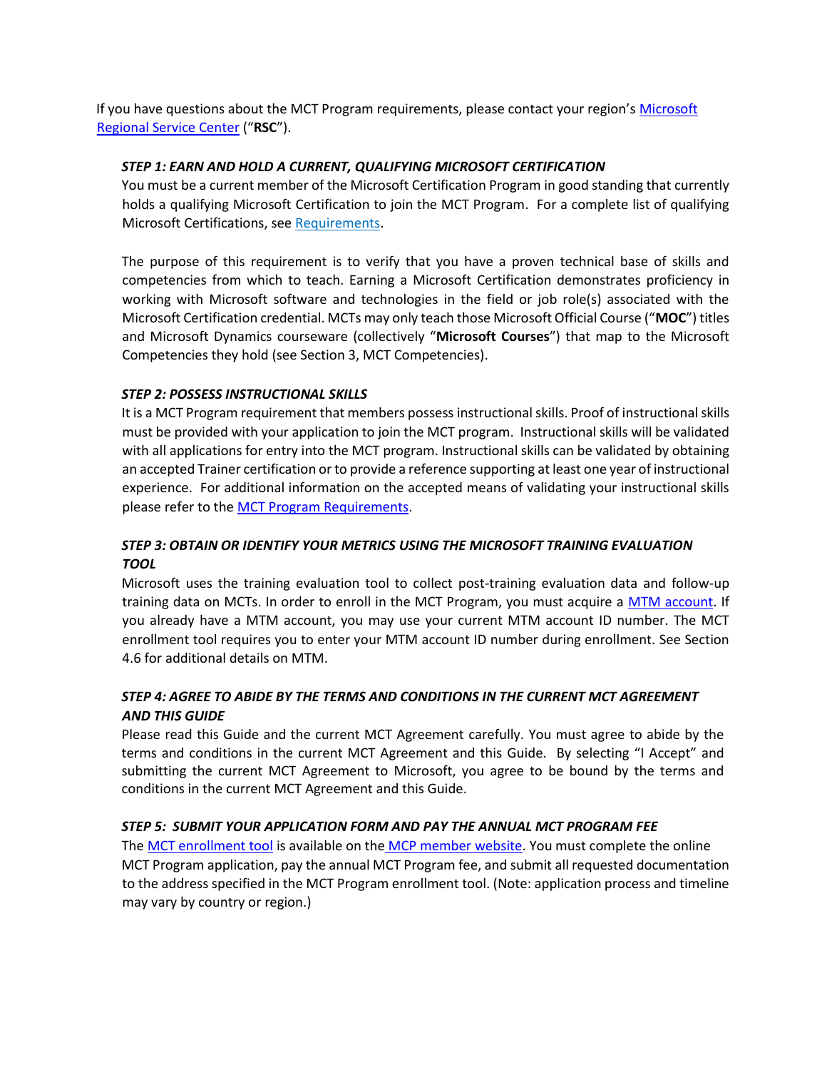If you have questions about the MCT Program requirements, please contact your region's Microsoft Regional Service Center ("**RSC**").

### *STEP 1: EARN AND HOLD A CURRENT, QUALIFYING MICROSOFT CERTIFICATION*

You must be a current member of the Microsoft Certification Program in good standing that currently holds a qualifying Microsoft Certification to join the MCT Program. For a complete list of qualifying Microsoft Certifications, see Requirements.

The purpose of this requirement is to verify that you have a proven technical base of skills and competencies from which to teach. Earning a Microsoft Certification demonstrates proficiency in working with Microsoft software and technologies in the field or job role(s) associated with the Microsoft Certification credential. MCTs may only teach those Microsoft Official Course ("**MOC**") titles and Microsoft Dynamics courseware (collectively "**Microsoft Courses**") that map to the Microsoft Competencies they hold (see Section 3, MCT Competencies).

### *STEP 2: POSSESS INSTRUCTIONAL SKILLS*

It is a MCT Program requirement that members possess instructional skills. Proof of instructional skills must be provided with your application to join the MCT program. Instructional skills will be validated with all applications for entry into the MCT program. Instructional skills can be validated by obtaining an accepted Trainer certification or to provide a reference supporting at least one year of instructional experience. For additional information on the accepted means of validating your instructional skills please refer to the MCT Program Requirements.

### *STEP 3: OBTAIN OR IDENTIFY YOUR METRICS USING THE MICROSOFT TRAINING EVALUATION TOOL*

Microsoft uses the training evaluation tool to collect post-training evaluation data and follow-up training data on MCTs. In order to enroll in the MCT Program, you must acquire a MTM account. If you already have a MTM account, you may use your current MTM account ID number. The MCT enrollment tool requires you to enter your MTM account ID number during enrollment. See Section 4.6 for additional details on MTM.

### *STEP 4: AGREE TO ABIDE BY THE TERMS AND CONDITIONS IN THE CURRENT MCT AGREEMENT AND THIS GUIDE*

Please read this Guide and the current MCT Agreement carefully. You must agree to abide by the terms and conditions in the current MCT Agreement and this Guide. By selecting "I Accept" and submitting the current MCT Agreement to Microsoft, you agree to be bound by the terms and conditions in the current MCT Agreement and this Guide.

### *STEP 5: SUBMIT YOUR APPLICATION FORM AND PAY THE ANNUAL MCT PROGRAM FEE*

The MCT enrollment tool is available on the MCP member website. You must complete the online MCT Program application, pay the annual MCT Program fee, and submit all requested documentation to the address specified in the MCT Program enrollment tool. (Note: application process and timeline may vary by country or region.)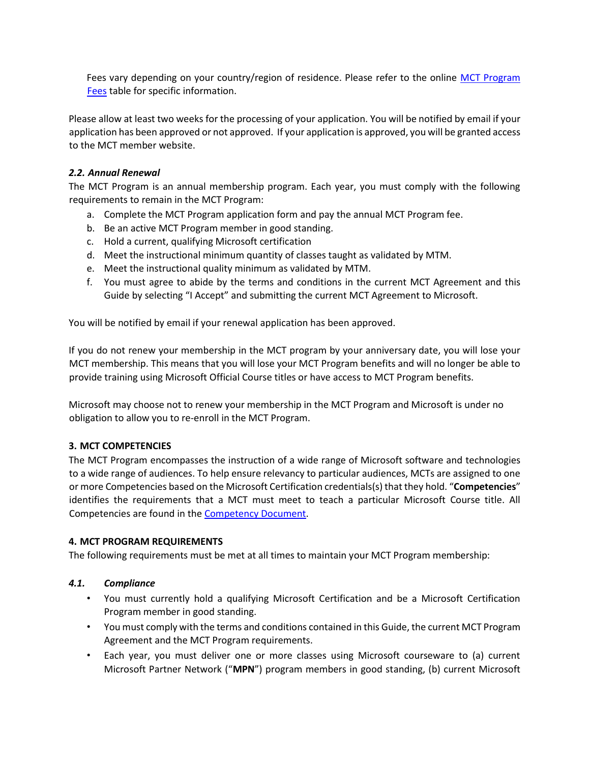Fees vary depending on your country/region of residence. Please refer to the online [MCT Program Fees] table for specific information.

Please allow at least two weeks for the processing of your application. You will be notified by email if your application has been approved or not approved. If your application is approved, you will be granted access to the MCT member website.

### *2.2. Annual Renewal*

The MCT Program is an annual membership program. Each year, you must comply with the following requirements to remain in the MCT Program:

a. Complete the MCT Program application form and pay the annual MCT Program fee.
b. Be an active MCT Program member in good standing.
c. Hold a current, qualifying Microsoft certification
d. Meet the instructional minimum quantity of classes taught as validated by MTM.
e. Meet the instructional quality minimum as validated by MTM.
f. You must agree to abide by the terms and conditions in the current MCT Agreement and this Guide by selecting "I Accept" and submitting the current MCT Agreement to Microsoft.

You will be notified by email if your renewal application has been approved.

If you do not renew your membership in the MCT program by your anniversary date, you will lose your MCT membership. This means that you will lose your MCT Program benefits and will no longer be able to provide training using Microsoft Official Course titles or have access to MCT Program benefits.

Microsoft may choose not to renew your membership in the MCT Program and Microsoft is under no obligation to allow you to re-enroll in the MCT Program.

## 3. MCT COMPETENCIES

The MCT Program encompasses the instruction of a wide range of Microsoft software and technologies to a wide range of audiences. To help ensure relevancy to particular audiences, MCTs are assigned to one or more Competencies based on the Microsoft Certification credentials(s) that they hold. "**Competencies**" identifies the requirements that a MCT must meet to teach a particular Microsoft Course title. All Competencies are found in the [Competency Document].

## 4. MCT PROGRAM REQUIREMENTS

The following requirements must be met at all times to maintain your MCT Program membership:

### *4.1. Compliance*

- You must currently hold a qualifying Microsoft Certification and be a Microsoft Certification Program member in good standing.
- You must comply with the terms and conditions contained in this Guide, the current MCT Program Agreement and the MCT Program requirements.
- Each year, you must deliver one or more classes using Microsoft courseware to (a) current Microsoft Partner Network ("**MPN**") program members in good standing, (b) current Microsoft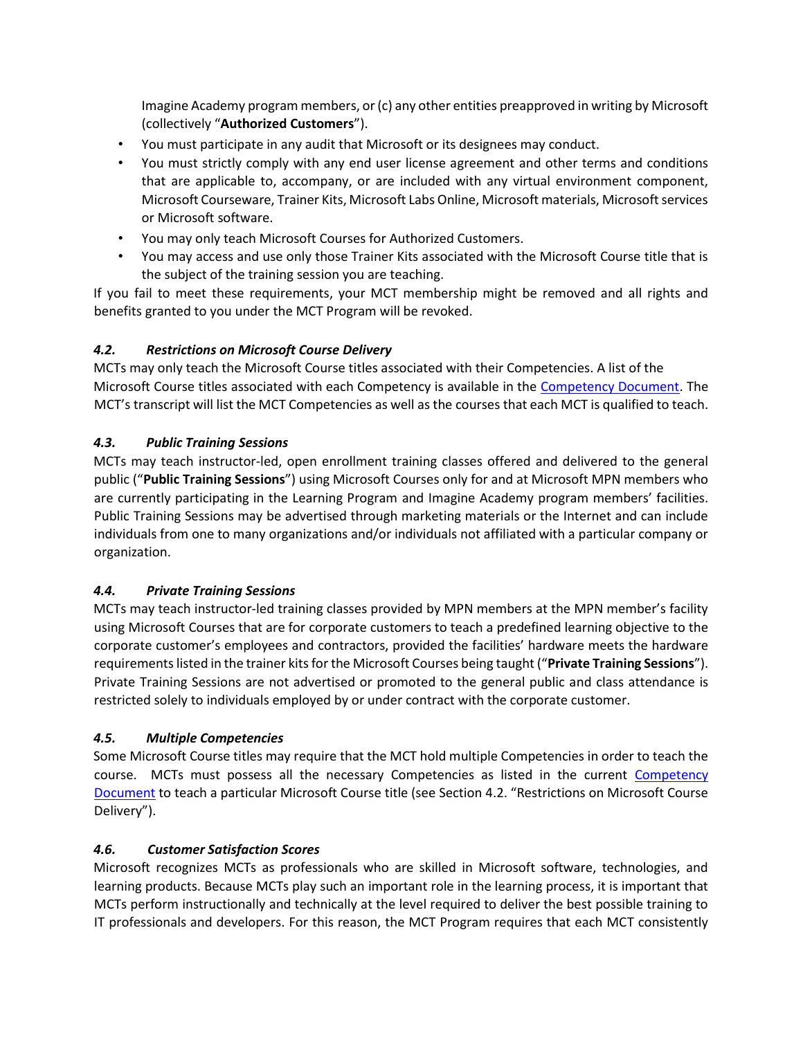Imagine Academy program members, or (c) any other entities preapproved in writing by Microsoft (collectively "**Authorized Customers**").

- You must participate in any audit that Microsoft or its designees may conduct.
- You must strictly comply with any end user license agreement and other terms and conditions that are applicable to, accompany, or are included with any virtual environment component, Microsoft Courseware, Trainer Kits, Microsoft Labs Online, Microsoft materials, Microsoft services or Microsoft software.
- You may only teach Microsoft Courses for Authorized Customers.
- You may access and use only those Trainer Kits associated with the Microsoft Course title that is the subject of the training session you are teaching.

If you fail to meet these requirements, your MCT membership might be removed and all rights and benefits granted to you under the MCT Program will be revoked.

### *4.2. Restrictions on Microsoft Course Delivery*

MCTs may only teach the Microsoft Course titles associated with their Competencies. A list of the Microsoft Course titles associated with each Competency is available in the Competency Document. The MCT's transcript will list the MCT Competencies as well as the courses that each MCT is qualified to teach.

### *4.3. Public Training Sessions*

MCTs may teach instructor-led, open enrollment training classes offered and delivered to the general public ("**Public Training Sessions**") using Microsoft Courses only for and at Microsoft MPN members who are currently participating in the Learning Program and Imagine Academy program members' facilities. Public Training Sessions may be advertised through marketing materials or the Internet and can include individuals from one to many organizations and/or individuals not affiliated with a particular company or organization.

### *4.4. Private Training Sessions*

MCTs may teach instructor-led training classes provided by MPN members at the MPN member's facility using Microsoft Courses that are for corporate customers to teach a predefined learning objective to the corporate customer's employees and contractors, provided the facilities' hardware meets the hardware requirements listed in the trainer kits for the Microsoft Courses being taught ("**Private Training Sessions**"). Private Training Sessions are not advertised or promoted to the general public and class attendance is restricted solely to individuals employed by or under contract with the corporate customer.

### *4.5. Multiple Competencies*

Some Microsoft Course titles may require that the MCT hold multiple Competencies in order to teach the course. MCTs must possess all the necessary Competencies as listed in the current Competency Document to teach a particular Microsoft Course title (see Section 4.2. "Restrictions on Microsoft Course Delivery").

### *4.6. Customer Satisfaction Scores*

Microsoft recognizes MCTs as professionals who are skilled in Microsoft software, technologies, and learning products. Because MCTs play such an important role in the learning process, it is important that MCTs perform instructionally and technically at the level required to deliver the best possible training to IT professionals and developers. For this reason, the MCT Program requires that each MCT consistently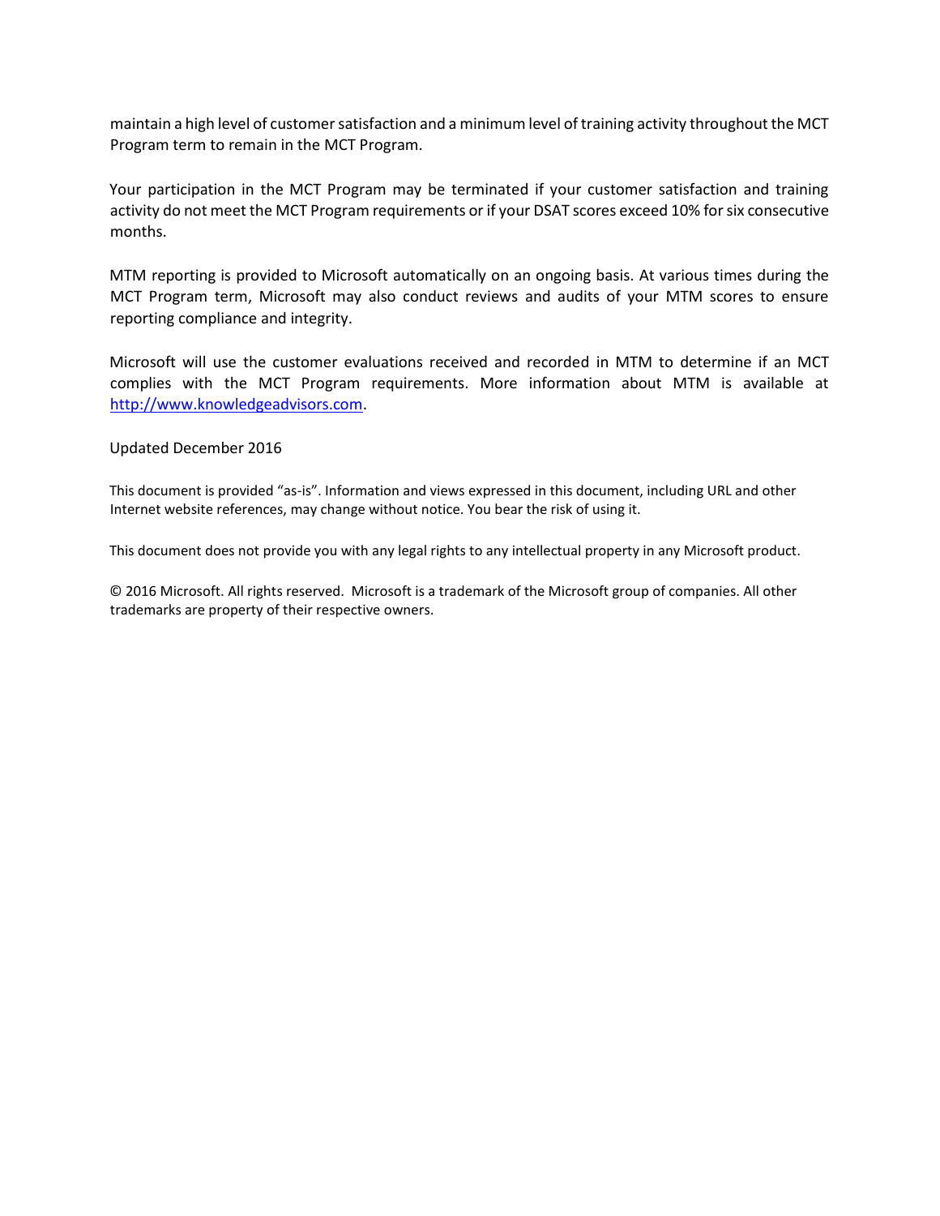maintain a high level of customer satisfaction and a minimum level of training activity throughout the MCT Program term to remain in the MCT Program.

Your participation in the MCT Program may be terminated if your customer satisfaction and training activity do not meet the MCT Program requirements or if your DSAT scores exceed 10% for six consecutive months.

MTM reporting is provided to Microsoft automatically on an ongoing basis. At various times during the MCT Program term, Microsoft may also conduct reviews and audits of your MTM scores to ensure reporting compliance and integrity.

Microsoft will use the customer evaluations received and recorded in MTM to determine if an MCT complies with the MCT Program requirements. More information about MTM is available at [http://www.knowledgeadvisors.com](http://www.knowledgeadvisors.com).

Updated December 2016

This document is provided "as-is". Information and views expressed in this document, including URL and other Internet website references, may change without notice. You bear the risk of using it.

This document does not provide you with any legal rights to any intellectual property in any Microsoft product.

© 2016 Microsoft. All rights reserved. Microsoft is a trademark of the Microsoft group of companies. All other trademarks are property of their respective owners.